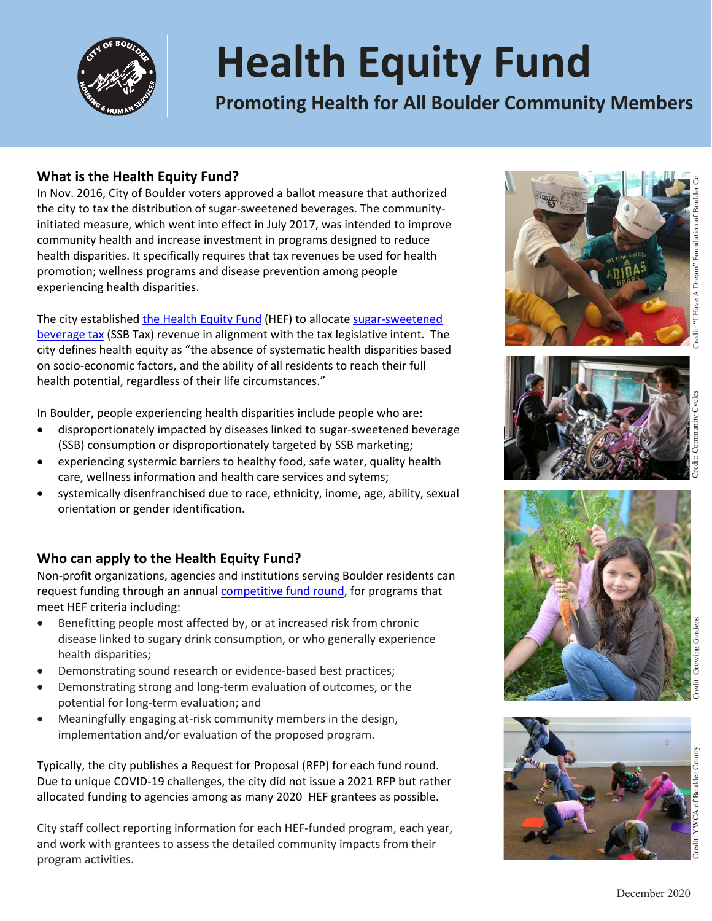# Health Equity Fund

## Promoting Health for All Boulder Community Members

### What is the Health Equity Fund?

In Nov. 2016, City of Boulder voters approved a ballot measure that authorized the city to tax the distribution of sugar-sweetened beverages. The community-initiated measure, which went into effect in July 2017, was intended to improve community health and increase investment in programs designed to reduce health disparities. It specifically requires that tax revenues be used for health promotion; wellness programs and disease prevention among people experiencing health disparities.

The city established the Health Equity Fund (HEF) to allocate sugar-sweetened beverage tax (SSB Tax) revenue in alignment with the tax legislative intent. The city defines health equity as "the absence of systematic health disparities based on socio-economic factors, and the ability of all residents to reach their full health potential, regardless of their life circumstances."

In Boulder, people experiencing health disparities include people who are:

- disproportionately impacted by diseases linked to sugar-sweetened beverage (SSB) consumption or disproportionately targeted by SSB marketing;
- experiencing systermic barriers to healthy food, safe water, quality health care, wellness information and health care services and sytems;
- systemically disenfranchised due to race, ethnicity, inome, age, ability, sexual orientation or gender identification.

### Who can apply to the Health Equity Fund?

Non-profit organizations, agencies and institutions serving Boulder residents can request funding through an annual competitive fund round, for programs that meet HEF criteria including:

- Benefitting people most affected by, or at increased risk from chronic disease linked to sugary drink consumption, or who generally experience health disparities;
- Demonstrating sound research or evidence-based best practices;
- Demonstrating strong and long-term evaluation of outcomes, or the potential for long-term evaluation; and
- Meaningfully engaging at-risk community members in the design, implementation and/or evaluation of the proposed program.

Typically, the city publishes a Request for Proposal (RFP) for each fund round. Due to unique COVID-19 challenges, the city did not issue a 2021 RFP but rather allocated funding to agencies among as many 2020 HEF grantees as possible.

City staff collect reporting information for each HEF-funded program, each year, and work with grantees to assess the detailed community impacts from their program activities.

Credit: "I Have A Dream" Foundation of Boulder Co.

Credit: Community Cycles

Credit: Growing Gardens

Credit: YWCA of Boulder County

December 2020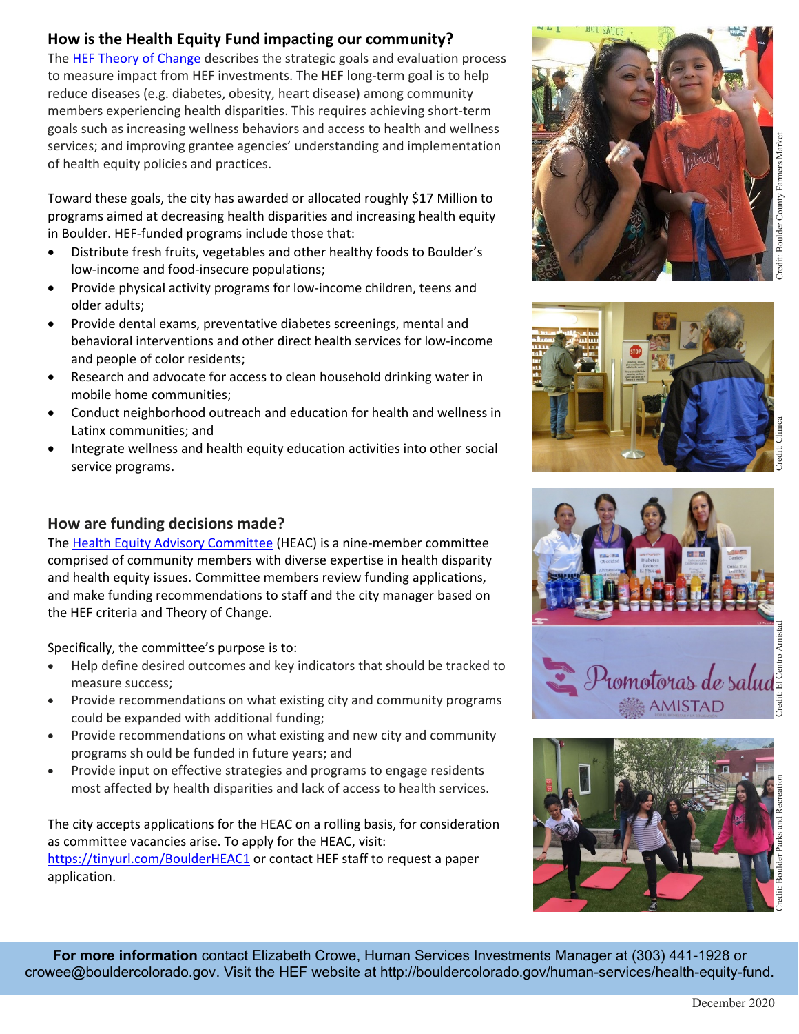## How is the Health Equity Fund impacting our community?

The HEF Theory of Change describes the strategic goals and evaluation process to measure impact from HEF investments. The HEF long-term goal is to help reduce diseases (e.g. diabetes, obesity, heart disease) among community members experiencing health disparities. This requires achieving short-term goals such as increasing wellness behaviors and access to health and wellness services; and improving grantee agencies' understanding and implementation of health equity policies and practices.

Toward these goals, the city has awarded or allocated roughly $17 Million to programs aimed at decreasing health disparities and increasing health equity in Boulder. HEF-funded programs include those that:

- Distribute fresh fruits, vegetables and other healthy foods to Boulder's low-income and food-insecure populations;
- Provide physical activity programs for low-income children, teens and older adults;
- Provide dental exams, preventative diabetes screenings, mental and behavioral interventions and other direct health services for low-income and people of color residents;
- Research and advocate for access to clean household drinking water in mobile home communities;
- Conduct neighborhood outreach and education for health and wellness in Latinx communities; and
- Integrate wellness and health equity education activities into other social service programs.

Credit: Boulder County Farmers Market

Credit: Clinica

## How are funding decisions made?

The Health Equity Advisory Committee (HEAC) is a nine-member committee comprised of community members with diverse expertise in health disparity and health equity issues. Committee members review funding applications, and make funding recommendations to staff and the city manager based on the HEF criteria and Theory of Change.

Specifically, the committee's purpose is to:

- Help define desired outcomes and key indicators that should be tracked to measure success;
- Provide recommendations on what existing city and community programs could be expanded with additional funding;
- Provide recommendations on what existing and new city and community programs sh ould be funded in future years; and
- Provide input on effective strategies and programs to engage residents most affected by health disparities and lack of access to health services.

The city accepts applications for the HEAC on a rolling basis, for consideration as committee vacancies arise. To apply for the HEAC, visit: https://tinyurl.com/BoulderHEAC1 or contact HEF staff to request a paper application.

Credit: El Centro Amistad

Credit: Boulder Parks and Recreation

**For more information** contact Elizabeth Crowe, Human Services Investments Manager at (303) 441-1928 or crowee@bouldercolorado.gov. Visit the HEF website at http://bouldercolorado.gov/human-services/health-equity-fund.

December 2020